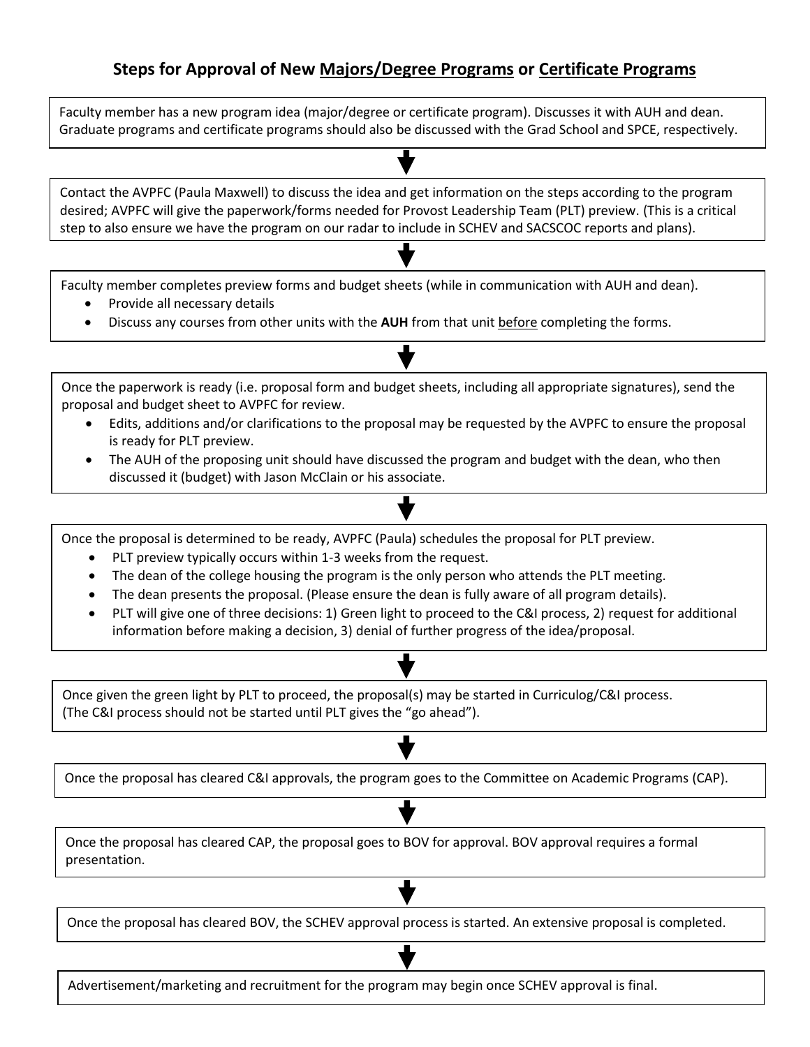# Steps for Approval of New <u>Majors/Degree Programs</u> or <u>Certificate Programs</u>

Faculty member has a new program idea (major/degree or certificate program). Discusses it with AUH and dean. Graduate programs and certificate programs should also be discussed with the Grad School and SPCE, respectively.

↓

Contact the AVPFC (Paula Maxwell) to discuss the idea and get information on the steps according to the program desired; AVPFC will give the paperwork/forms needed for Provost Leadership Team (PLT) preview. (This is a critical step to also ensure we have the program on our radar to include in SCHEV and SACSCOC reports and plans).

↓

Faculty member completes preview forms and budget sheets (while in communication with AUH and dean).

- Provide all necessary details
- Discuss any courses from other units with the **AUH** from that unit <u>before</u> completing the forms.

↓

Once the paperwork is ready (i.e. proposal form and budget sheets, including all appropriate signatures), send the proposal and budget sheet to AVPFC for review.

- Edits, additions and/or clarifications to the proposal may be requested by the AVPFC to ensure the proposal is ready for PLT preview.
- The AUH of the proposing unit should have discussed the program and budget with the dean, who then discussed it (budget) with Jason McClain or his associate.

↓

Once the proposal is determined to be ready, AVPFC (Paula) schedules the proposal for PLT preview.

- PLT preview typically occurs within 1-3 weeks from the request.
- The dean of the college housing the program is the only person who attends the PLT meeting.
- The dean presents the proposal. (Please ensure the dean is fully aware of all program details).
- PLT will give one of three decisions: 1) Green light to proceed to the C&I process, 2) request for additional information before making a decision, 3) denial of further progress of the idea/proposal.

↓

Once given the green light by PLT to proceed, the proposal(s) may be started in Curriculog/C&I process. (The C&I process should not be started until PLT gives the "go ahead").

↓

Once the proposal has cleared C&I approvals, the program goes to the Committee on Academic Programs (CAP).

↓

Once the proposal has cleared CAP, the proposal goes to BOV for approval. BOV approval requires a formal presentation.

↓

Once the proposal has cleared BOV, the SCHEV approval process is started. An extensive proposal is completed.

↓

Advertisement/marketing and recruitment for the program may begin once SCHEV approval is final.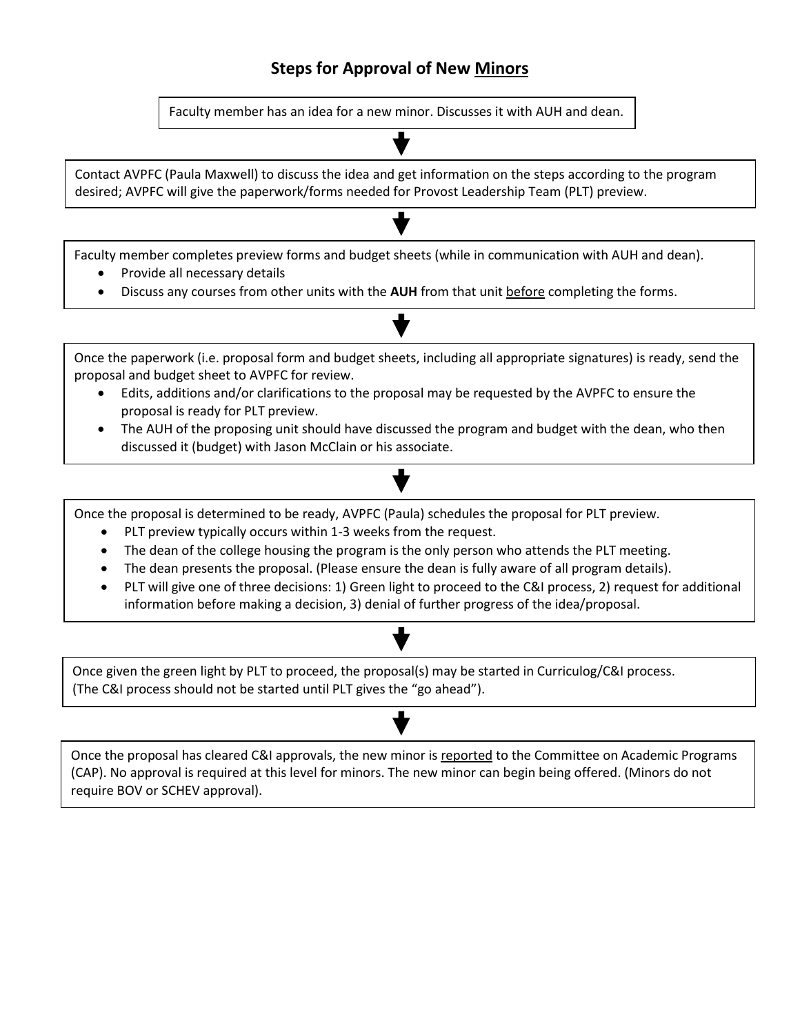## Steps for Approval of New Minors

Faculty member has an idea for a new minor. Discusses it with AUH and dean.

↓

Contact AVPFC (Paula Maxwell) to discuss the idea and get information on the steps according to the program desired; AVPFC will give the paperwork/forms needed for Provost Leadership Team (PLT) preview.

↓

Faculty member completes preview forms and budget sheets (while in communication with AUH and dean).

- Provide all necessary details
- Discuss any courses from other units with the **AUH** from that unit before completing the forms.

↓

Once the paperwork (i.e. proposal form and budget sheets, including all appropriate signatures) is ready, send the proposal and budget sheet to AVPFC for review.

- Edits, additions and/or clarifications to the proposal may be requested by the AVPFC to ensure the proposal is ready for PLT preview.
- The AUH of the proposing unit should have discussed the program and budget with the dean, who then discussed it (budget) with Jason McClain or his associate.

↓

Once the proposal is determined to be ready, AVPFC (Paula) schedules the proposal for PLT preview.

- PLT preview typically occurs within 1-3 weeks from the request.
- The dean of the college housing the program is the only person who attends the PLT meeting.
- The dean presents the proposal. (Please ensure the dean is fully aware of all program details).
- PLT will give one of three decisions: 1) Green light to proceed to the C&I process, 2) request for additional information before making a decision, 3) denial of further progress of the idea/proposal.

↓

Once given the green light by PLT to proceed, the proposal(s) may be started in Curriculog/C&I process. (The C&I process should not be started until PLT gives the "go ahead").

↓

Once the proposal has cleared C&I approvals, the new minor is reported to the Committee on Academic Programs (CAP). No approval is required at this level for minors. The new minor can begin being offered. (Minors do not require BOV or SCHEV approval).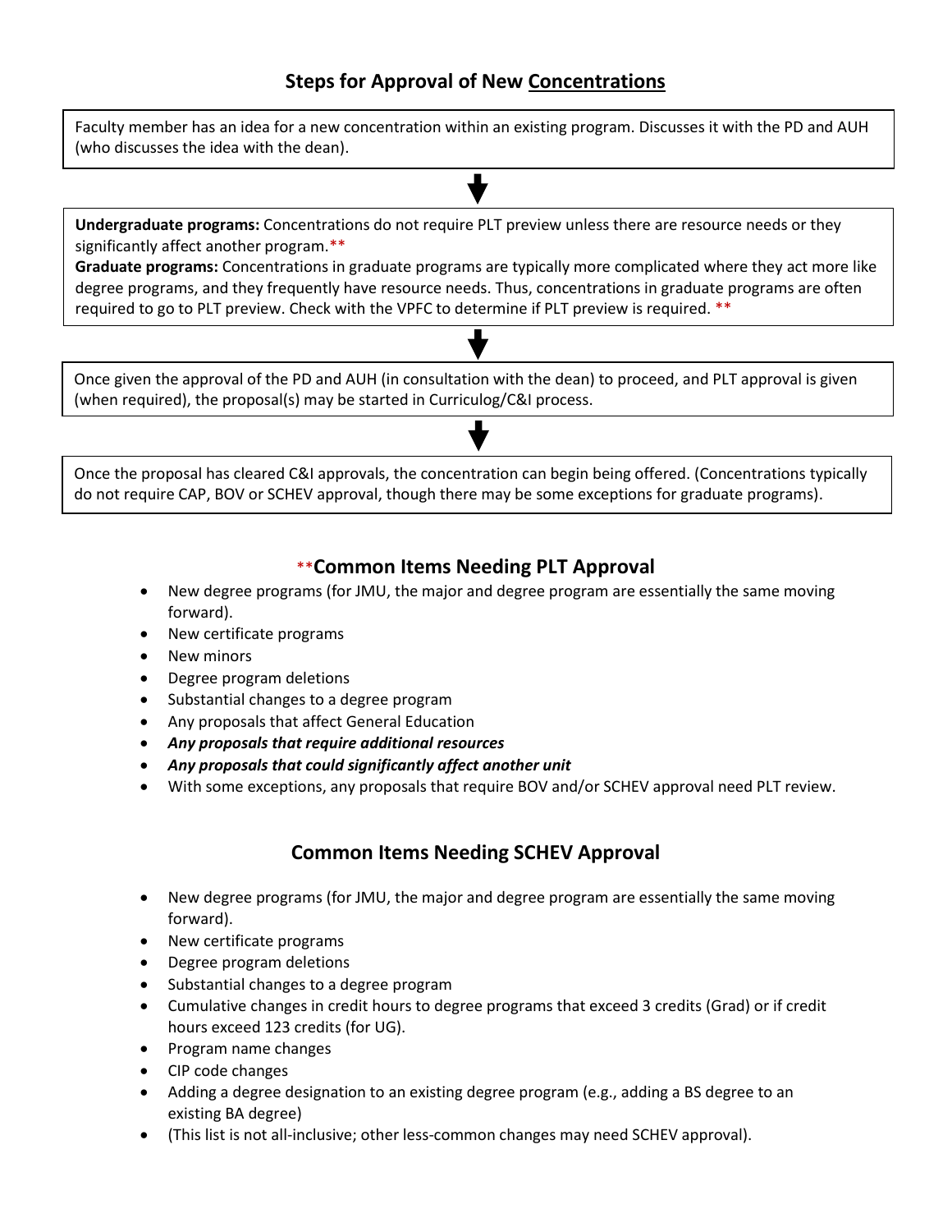## Steps for Approval of New Concentrations

Faculty member has an idea for a new concentration within an existing program. Discusses it with the PD and AUH (who discusses the idea with the dean).

↓

**Undergraduate programs:** Concentrations do not require PLT preview unless there are resource needs or they significantly affect another program.**

**Graduate programs:** Concentrations in graduate programs are typically more complicated where they act more like degree programs, and they frequently have resource needs. Thus, concentrations in graduate programs are often required to go to PLT preview. Check with the VPFC to determine if PLT preview is required. **

↓

Once given the approval of the PD and AUH (in consultation with the dean) to proceed, and PLT approval is given (when required), the proposal(s) may be started in Curriculog/C&I process.

↓

Once the proposal has cleared C&I approvals, the concentration can begin being offered. (Concentrations typically do not require CAP, BOV or SCHEV approval, though there may be some exceptions for graduate programs).

### **Common Items Needing PLT Approval

- New degree programs (for JMU, the major and degree program are essentially the same moving forward).
- New certificate programs
- New minors
- Degree program deletions
- Substantial changes to a degree program
- Any proposals that affect General Education
- ***Any proposals that require additional resources***
- ***Any proposals that could significantly affect another unit***
- With some exceptions, any proposals that require BOV and/or SCHEV approval need PLT review.

### Common Items Needing SCHEV Approval

- New degree programs (for JMU, the major and degree program are essentially the same moving forward).
- New certificate programs
- Degree program deletions
- Substantial changes to a degree program
- Cumulative changes in credit hours to degree programs that exceed 3 credits (Grad) or if credit hours exceed 123 credits (for UG).
- Program name changes
- CIP code changes
- Adding a degree designation to an existing degree program (e.g., adding a BS degree to an existing BA degree)
- (This list is not all-inclusive; other less-common changes may need SCHEV approval).